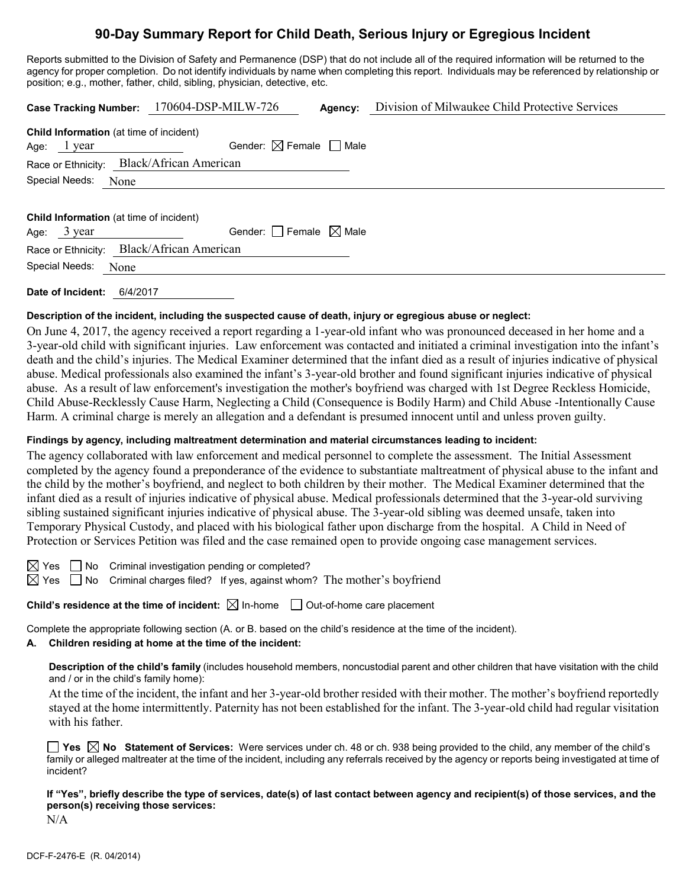# 90-Day Summary Report for Child Death, Serious Injury or Egregious Incident

Reports submitted to the Division of Safety and Permanence (DSP) that do not include all of the required information will be returned to the agency for proper completion. Do not identify individuals by name when completing this report. Individuals may be referenced by relationship or position; e.g., mother, father, child, sibling, physician, detective, etc.

**Case Tracking Number:** 170604-DSP-MILW-726 **Agency:** Division of Milwaukee Child Protective Services

**Child Information** (at time of incident)
Age: 1 year Gender: ☒ Female ☐ Male
Race or Ethnicity: Black/African American
Special Needs: None

**Child Information** (at time of incident)
Age: 3 year Gender: ☐ Female ☒ Male
Race or Ethnicity: Black/African American
Special Needs: None

**Date of Incident:** 6/4/2017

**Description of the incident, including the suspected cause of death, injury or egregious abuse or neglect:**

On June 4, 2017, the agency received a report regarding a 1-year-old infant who was pronounced deceased in her home and a 3-year-old child with significant injuries. Law enforcement was contacted and initiated a criminal investigation into the infant's death and the child's injuries. The Medical Examiner determined that the infant died as a result of injuries indicative of physical abuse. Medical professionals also examined the infant's 3-year-old brother and found significant injuries indicative of physical abuse. As a result of law enforcement's investigation the mother's boyfriend was charged with 1st Degree Reckless Homicide, Child Abuse-Recklessly Cause Harm, Neglecting a Child (Consequence is Bodily Harm) and Child Abuse -Intentionally Cause Harm. A criminal charge is merely an allegation and a defendant is presumed innocent until and unless proven guilty.

**Findings by agency, including maltreatment determination and material circumstances leading to incident:**

The agency collaborated with law enforcement and medical personnel to complete the assessment. The Initial Assessment completed by the agency found a preponderance of the evidence to substantiate maltreatment of physical abuse to the infant and the child by the mother's boyfriend, and neglect to both children by their mother. The Medical Examiner determined that the infant died as a result of injuries indicative of physical abuse. Medical professionals determined that the 3-year-old surviving sibling sustained significant injuries indicative of physical abuse. The 3-year-old sibling was deemed unsafe, taken into Temporary Physical Custody, and placed with his biological father upon discharge from the hospital. A Child in Need of Protection or Services Petition was filed and the case remained open to provide ongoing case management services.

☒ Yes ☐ No Criminal investigation pending or completed?
☒ Yes ☐ No Criminal charges filed? If yes, against whom? The mother's boyfriend

**Child's residence at the time of incident:** ☒ In-home ☐ Out-of-home care placement

Complete the appropriate following section (A. or B. based on the child's residence at the time of the incident).

**A. Children residing at home at the time of the incident:**

**Description of the child's family** (includes household members, noncustodial parent and other children that have visitation with the child and / or in the child's family home):

At the time of the incident, the infant and her 3-year-old brother resided with their mother. The mother's boyfriend reportedly stayed at the home intermittently. Paternity has not been established for the infant. The 3-year-old child had regular visitation with his father.

☐ **Yes** ☒ **No** **Statement of Services:** Were services under ch. 48 or ch. 938 being provided to the child, any member of the child's family or alleged maltreater at the time of the incident, including any referrals received by the agency or reports being investigated at time of incident?

**If "Yes", briefly describe the type of services, date(s) of last contact between agency and recipient(s) of those services, and the person(s) receiving those services:**

N/A

DCF-F-2476-E (R. 04/2014)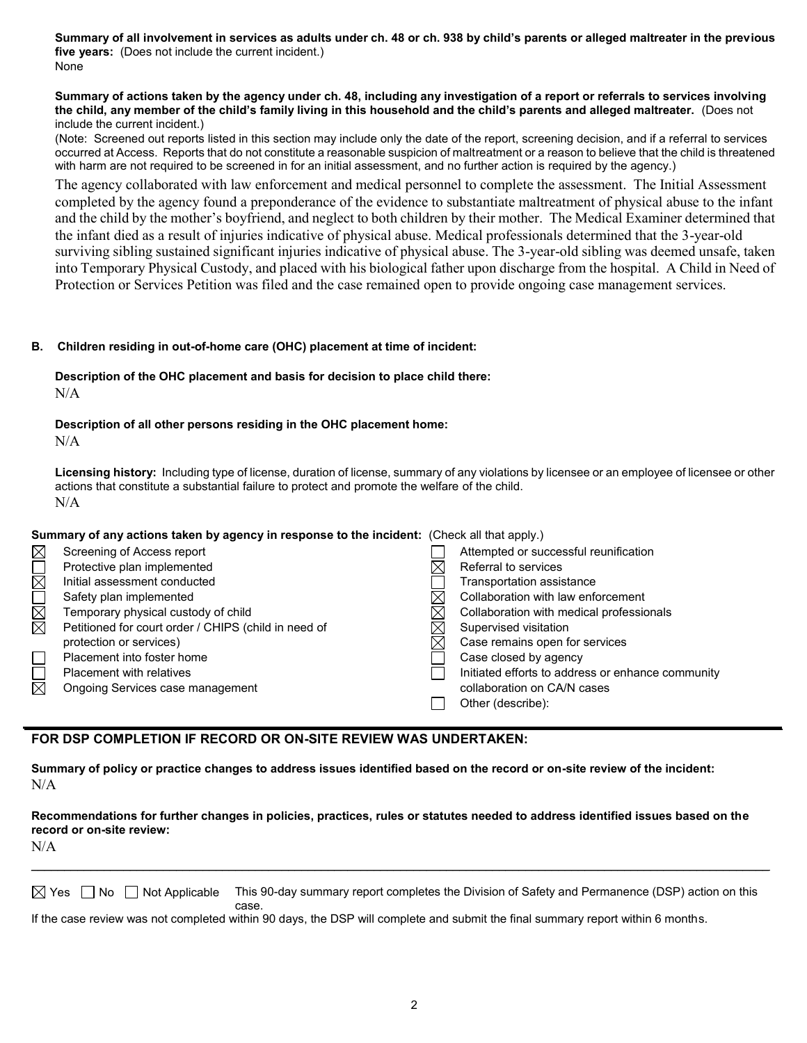**Summary of all involvement in services as adults under ch. 48 or ch. 938 by child's parents or alleged maltreater in the previous five years:** (Does not include the current incident.)
None

**Summary of actions taken by the agency under ch. 48, including any investigation of a report or referrals to services involving the child, any member of the child's family living in this household and the child's parents and alleged maltreater.** (Does not include the current incident.)
(Note: Screened out reports listed in this section may include only the date of the report, screening decision, and if a referral to services occurred at Access. Reports that do not constitute a reasonable suspicion of maltreatment or a reason to believe that the child is threatened with harm are not required to be screened in for an initial assessment, and no further action is required by the agency.)

The agency collaborated with law enforcement and medical personnel to complete the assessment. The Initial Assessment completed by the agency found a preponderance of the evidence to substantiate maltreatment of physical abuse to the infant and the child by the mother's boyfriend, and neglect to both children by their mother. The Medical Examiner determined that the infant died as a result of injuries indicative of physical abuse. Medical professionals determined that the 3-year-old surviving sibling sustained significant injuries indicative of physical abuse. The 3-year-old sibling was deemed unsafe, taken into Temporary Physical Custody, and placed with his biological father upon discharge from the hospital. A Child in Need of Protection or Services Petition was filed and the case remained open to provide ongoing case management services.

**B. Children residing in out-of-home care (OHC) placement at time of incident:**

**Description of the OHC placement and basis for decision to place child there:**
N/A

**Description of all other persons residing in the OHC placement home:**
N/A

**Licensing history:** Including type of license, duration of license, summary of any violations by licensee or an employee of licensee or other actions that constitute a substantial failure to protect and promote the welfare of the child.
N/A

**Summary of any actions taken by agency in response to the incident:** (Check all that apply.)

- ☒ Screening of Access report
- ☐ Protective plan implemented
- ☒ Initial assessment conducted
- ☐ Safety plan implemented
- ☒ Temporary physical custody of child
- ☒ Petitioned for court order / CHIPS (child in need of protection or services)
- ☐ Placement into foster home
- ☐ Placement with relatives
- ☒ Ongoing Services case management
- ☐ Attempted or successful reunification
- ☒ Referral to services
- ☐ Transportation assistance
- ☒ Collaboration with law enforcement
- ☒ Collaboration with medical professionals
- ☒ Supervised visitation
- ☒ Case remains open for services
- ☐ Case closed by agency
- ☐ Initiated efforts to address or enhance community collaboration on CA/N cases
- ☐ Other (describe):

## FOR DSP COMPLETION IF RECORD OR ON-SITE REVIEW WAS UNDERTAKEN:

**Summary of policy or practice changes to address issues identified based on the record or on-site review of the incident:**
N/A

**Recommendations for further changes in policies, practices, rules or statutes needed to address identified issues based on the record or on-site review:**
N/A

---

☒ Yes ☐ No ☐ Not Applicable This 90-day summary report completes the Division of Safety and Permanence (DSP) action on this case.

If the case review was not completed within 90 days, the DSP will complete and submit the final summary report within 6 months.